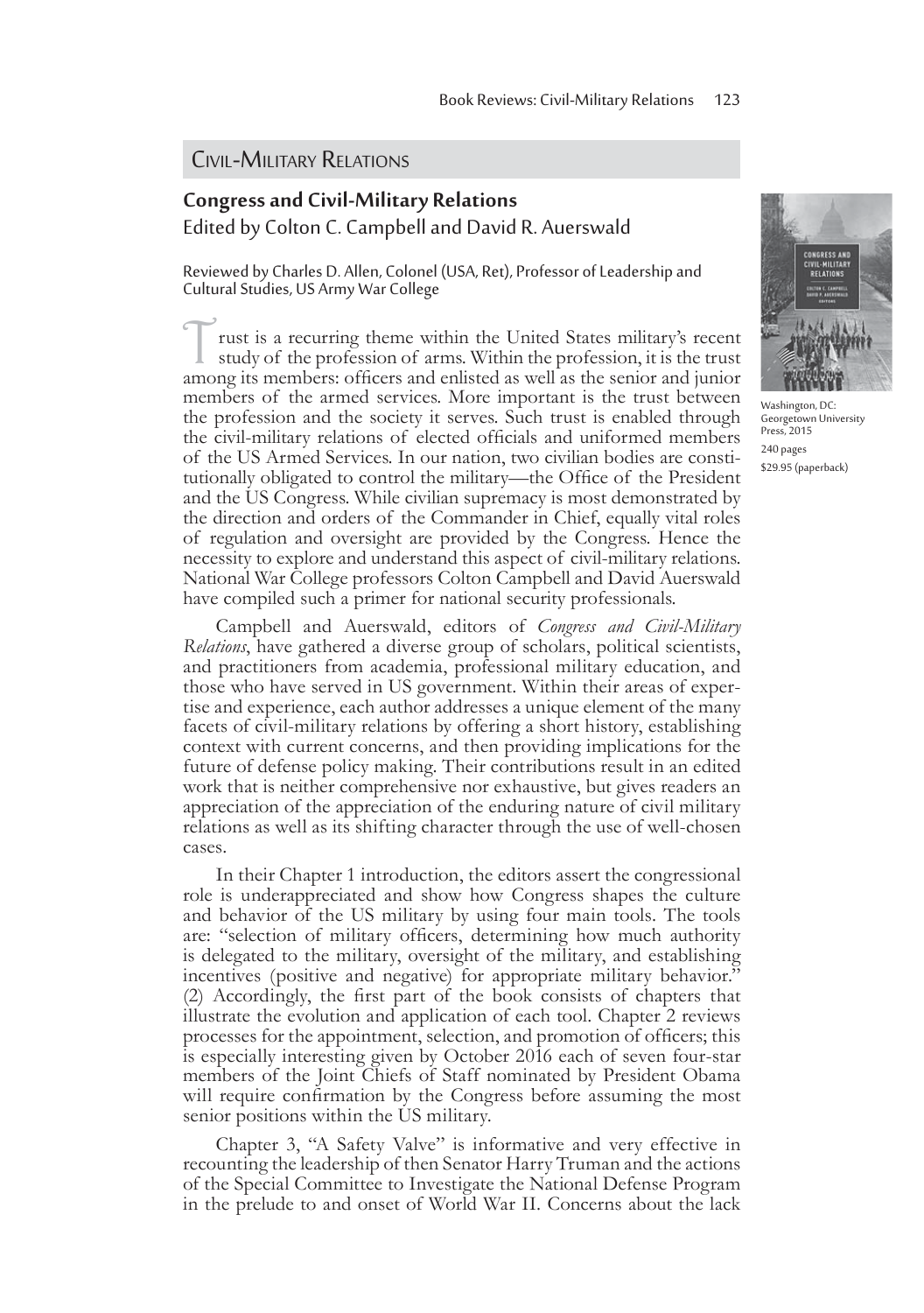## Civil-Military Relations

### Congress and Civil-Military Relations

Edited by Colton C. Campbell and David R. Auerswald

Reviewed by Charles D. Allen, Colonel (USA, Ret), Professor of Leadership and Cultural Studies, US Army War College

Washington, DC: Georgetown University Press, 2015
240 pages
$29.95 (paperback)

Trust is a recurring theme within the United States military's recent study of the profession of arms. Within the profession, it is the trust among its members: officers and enlisted as well as the senior and junior members of the armed services. More important is the trust between the profession and the society it serves. Such trust is enabled through the civil-military relations of elected officials and uniformed members of the US Armed Services. In our nation, two civilian bodies are constitutionally obligated to control the military—the Office of the President and the US Congress. While civilian supremacy is most demonstrated by the direction and orders of the Commander in Chief, equally vital roles of regulation and oversight are provided by the Congress. Hence the necessity to explore and understand this aspect of civil-military relations. National War College professors Colton Campbell and David Auerswald have compiled such a primer for national security professionals.

Campbell and Auerswald, editors of *Congress and Civil-Military Relations*, have gathered a diverse group of scholars, political scientists, and practitioners from academia, professional military education, and those who have served in US government. Within their areas of expertise and experience, each author addresses a unique element of the many facets of civil-military relations by offering a short history, establishing context with current concerns, and then providing implications for the future of defense policy making. Their contributions result in an edited work that is neither comprehensive nor exhaustive, but gives readers an appreciation of the appreciation of the enduring nature of civil military relations as well as its shifting character through the use of well-chosen cases.

In their Chapter 1 introduction, the editors assert the congressional role is underappreciated and show how Congress shapes the culture and behavior of the US military by using four main tools. The tools are: "selection of military officers, determining how much authority is delegated to the military, oversight of the military, and establishing incentives (positive and negative) for appropriate military behavior." (2) Accordingly, the first part of the book consists of chapters that illustrate the evolution and application of each tool. Chapter 2 reviews processes for the appointment, selection, and promotion of officers; this is especially interesting given by October 2016 each of seven four-star members of the Joint Chiefs of Staff nominated by President Obama will require confirmation by the Congress before assuming the most senior positions within the US military.

Chapter 3, "A Safety Valve" is informative and very effective in recounting the leadership of then Senator Harry Truman and the actions of the Special Committee to Investigate the National Defense Program in the prelude to and onset of World War II. Concerns about the lack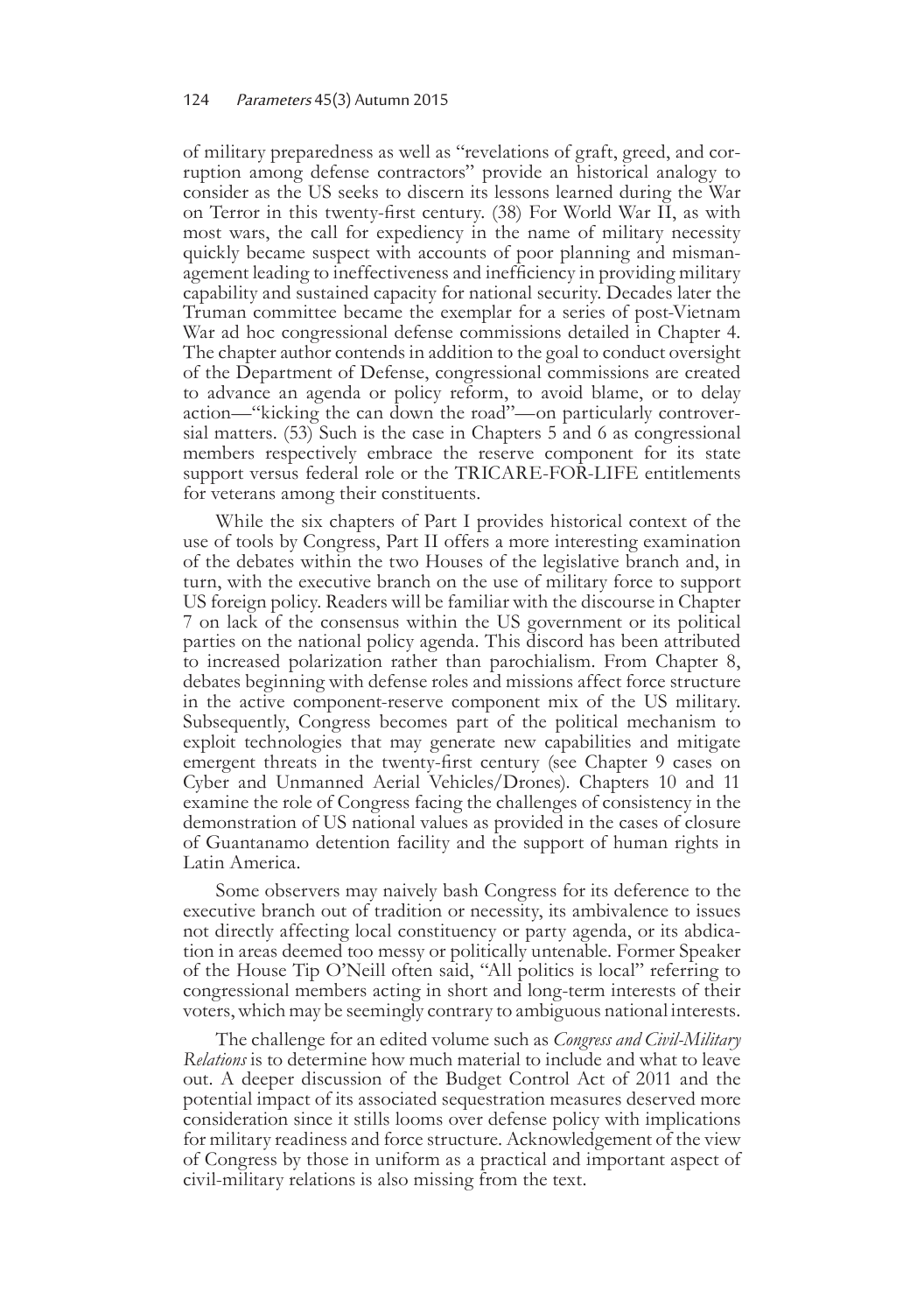of military preparedness as well as "revelations of graft, greed, and corruption among defense contractors" provide an historical analogy to consider as the US seeks to discern its lessons learned during the War on Terror in this twenty-first century. (38) For World War II, as with most wars, the call for expediency in the name of military necessity quickly became suspect with accounts of poor planning and mismanagement leading to ineffectiveness and inefficiency in providing military capability and sustained capacity for national security. Decades later the Truman committee became the exemplar for a series of post-Vietnam War ad hoc congressional defense commissions detailed in Chapter 4. The chapter author contends in addition to the goal to conduct oversight of the Department of Defense, congressional commissions are created to advance an agenda or policy reform, to avoid blame, or to delay action—"kicking the can down the road"—on particularly controversial matters. (53) Such is the case in Chapters 5 and 6 as congressional members respectively embrace the reserve component for its state support versus federal role or the TRICARE-FOR-LIFE entitlements for veterans among their constituents.

While the six chapters of Part I provides historical context of the use of tools by Congress, Part II offers a more interesting examination of the debates within the two Houses of the legislative branch and, in turn, with the executive branch on the use of military force to support US foreign policy. Readers will be familiar with the discourse in Chapter 7 on lack of the consensus within the US government or its political parties on the national policy agenda. This discord has been attributed to increased polarization rather than parochialism. From Chapter 8, debates beginning with defense roles and missions affect force structure in the active component-reserve component mix of the US military. Subsequently, Congress becomes part of the political mechanism to exploit technologies that may generate new capabilities and mitigate emergent threats in the twenty-first century (see Chapter 9 cases on Cyber and Unmanned Aerial Vehicles/Drones). Chapters 10 and 11 examine the role of Congress facing the challenges of consistency in the demonstration of US national values as provided in the cases of closure of Guantanamo detention facility and the support of human rights in Latin America.

Some observers may naively bash Congress for its deference to the executive branch out of tradition or necessity, its ambivalence to issues not directly affecting local constituency or party agenda, or its abdication in areas deemed too messy or politically untenable. Former Speaker of the House Tip O'Neill often said, "All politics is local" referring to congressional members acting in short and long-term interests of their voters, which may be seemingly contrary to ambiguous national interests.

The challenge for an edited volume such as *Congress and Civil-Military Relations* is to determine how much material to include and what to leave out. A deeper discussion of the Budget Control Act of 2011 and the potential impact of its associated sequestration measures deserved more consideration since it stills looms over defense policy with implications for military readiness and force structure. Acknowledgement of the view of Congress by those in uniform as a practical and important aspect of civil-military relations is also missing from the text.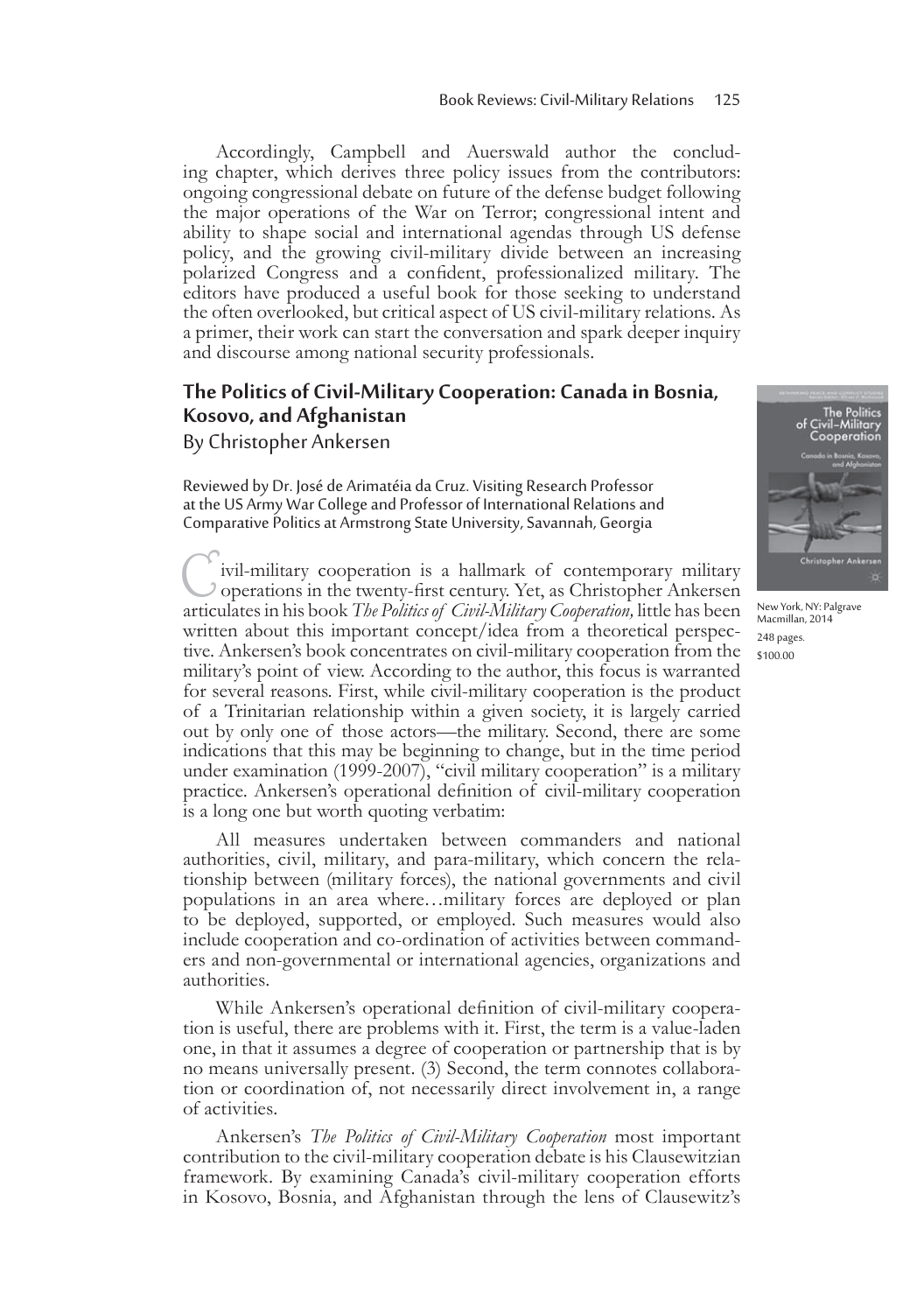Accordingly, Campbell and Auerswald author the concluding chapter, which derives three policy issues from the contributors: ongoing congressional debate on future of the defense budget following the major operations of the War on Terror; congressional intent and ability to shape social and international agendas through US defense policy, and the growing civil-military divide between an increasing polarized Congress and a confident, professionalized military. The editors have produced a useful book for those seeking to understand the often overlooked, but critical aspect of US civil-military relations. As a primer, their work can start the conversation and spark deeper inquiry and discourse among national security professionals.

## The Politics of Civil-Military Cooperation: Canada in Bosnia, Kosovo, and Afghanistan

By Christopher Ankersen

Reviewed by Dr. José de Arimatéia da Cruz. Visiting Research Professor at the US Army War College and Professor of International Relations and Comparative Politics at Armstrong State University, Savannah, Georgia

New York, NY: Palgrave Macmillan, 2014
248 pages.
$100.00

Civil-military cooperation is a hallmark of contemporary military operations in the twenty-first century. Yet, as Christopher Ankersen articulates in his book *The Politics of Civil-Military Cooperation,* little has been written about this important concept/idea from a theoretical perspective. Ankersen's book concentrates on civil-military cooperation from the military's point of view. According to the author, this focus is warranted for several reasons. First, while civil-military cooperation is the product of a Trinitarian relationship within a given society, it is largely carried out by only one of those actors—the military. Second, there are some indications that this may be beginning to change, but in the time period under examination (1999-2007), "civil military cooperation" is a military practice. Ankersen's operational definition of civil-military cooperation is a long one but worth quoting verbatim:

> All measures undertaken between commanders and national authorities, civil, military, and para-military, which concern the relationship between (military forces), the national governments and civil populations in an area where…military forces are deployed or plan to be deployed, supported, or employed. Such measures would also include cooperation and co-ordination of activities between commanders and non-governmental or international agencies, organizations and authorities.

While Ankersen's operational definition of civil-military cooperation is useful, there are problems with it. First, the term is a value-laden one, in that it assumes a degree of cooperation or partnership that is by no means universally present. (3) Second, the term connotes collaboration or coordination of, not necessarily direct involvement in, a range of activities.

Ankersen's *The Politics of Civil-Military Cooperation* most important contribution to the civil-military cooperation debate is his Clausewitzian framework. By examining Canada's civil-military cooperation efforts in Kosovo, Bosnia, and Afghanistan through the lens of Clausewitz's